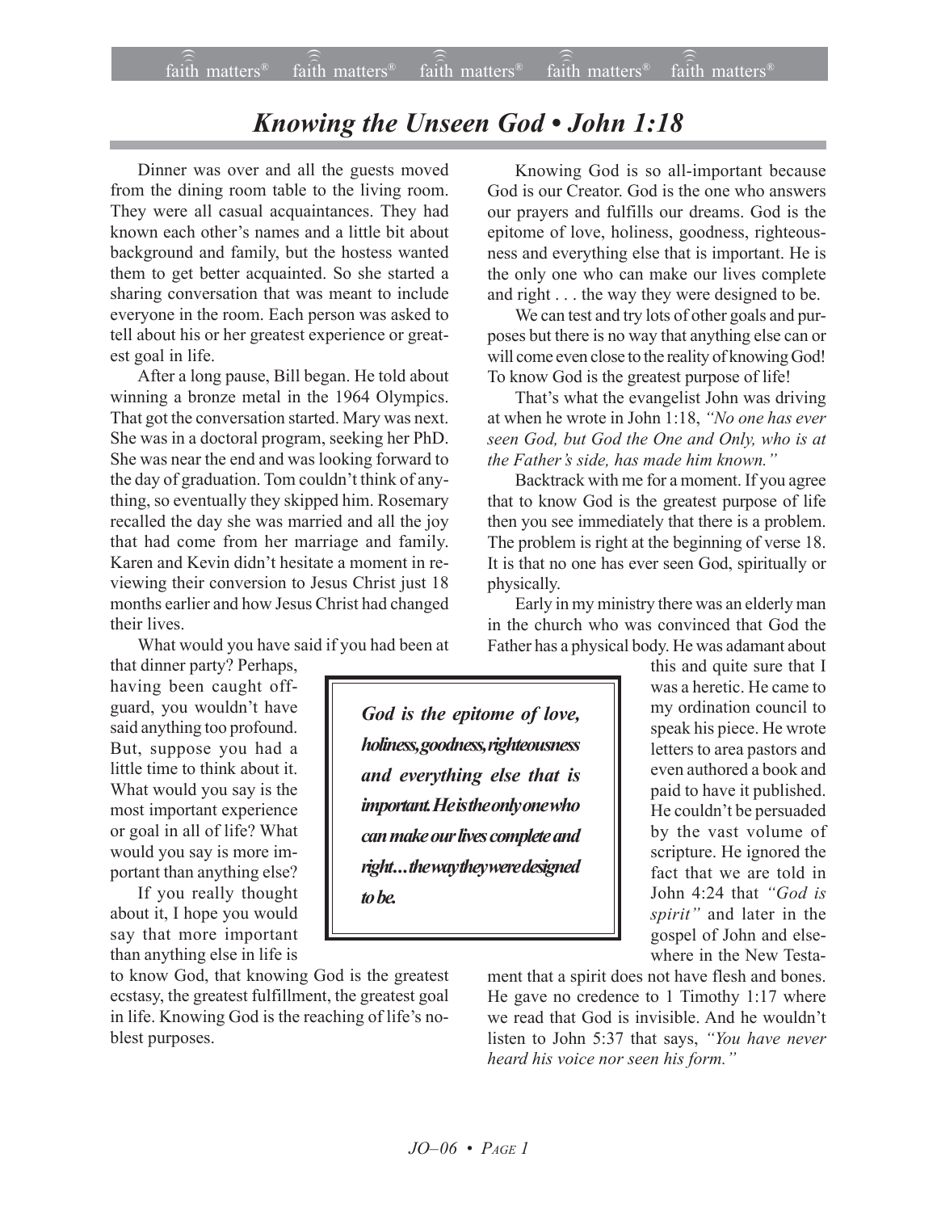# *Knowing the Unseen God • John 1:18*

Dinner was over and all the guests moved from the dining room table to the living room. They were all casual acquaintances. They had known each other's names and a little bit about background and family, but the hostess wanted them to get better acquainted. So she started a sharing conversation that was meant to include everyone in the room. Each person was asked to tell about his or her greatest experience or greatest goal in life.

After a long pause, Bill began. He told about winning a bronze metal in the 1964 Olympics. That got the conversation started. Mary was next. She was in a doctoral program, seeking her PhD. She was near the end and was looking forward to the day of graduation. Tom couldn't think of anything, so eventually they skipped him. Rosemary recalled the day she was married and all the joy that had come from her marriage and family. Karen and Kevin didn't hesitate a moment in reviewing their conversion to Jesus Christ just 18 months earlier and how Jesus Christ had changed their lives.

What would you have said if you had been at that dinner party? Perhaps, having been caught off-guard, you wouldn't have said anything too profound. But, suppose you had a little time to think about it. What would you say is the most important experience or goal in all of life? What would you say is more important than anything else?

If you really thought about it, I hope you would say that more important than anything else in life is to know God, that knowing God is the greatest ecstasy, the greatest fulfillment, the greatest goal in life. Knowing God is the reaching of life's noblest purposes.

Knowing God is so all-important because God is our Creator. God is the one who answers our prayers and fulfills our dreams. God is the epitome of love, holiness, goodness, righteousness and everything else that is important. He is the only one who can make our lives complete and right . . . the way they were designed to be.

We can test and try lots of other goals and purposes but there is no way that anything else can or will come even close to the reality of knowing God! To know God is the greatest purpose of life!

That's what the evangelist John was driving at when he wrote in John 1:18, *"No one has ever seen God, but God the One and Only, who is at the Father's side, has made him known."*

Backtrack with me for a moment. If you agree that to know God is the greatest purpose of life then you see immediately that there is a problem. The problem is right at the beginning of verse 18. It is that no one has ever seen God, spiritually or physically.

Early in my ministry there was an elderly man in the church who was convinced that God the Father has a physical body. He was adamant about this and quite sure that I was a heretic. He came to my ordination council to speak his piece. He wrote letters to area pastors and even authored a book and paid to have it published. He couldn't be persuaded by the vast volume of scripture. He ignored the fact that we are told in John 4:24 that *"God is spirit"* and later in the gospel of John and elsewhere in the New Testament that a spirit does not have flesh and bones. He gave no credence to 1 Timothy 1:17 where we read that God is invisible. And he wouldn't listen to John 5:37 that says, *"You have never heard his voice nor seen his form."*

> ***God is the epitome of love, holiness, goodness, righteousness and everything else that is important. He is the only one who can make our lives complete and right…the way they were designed to be.***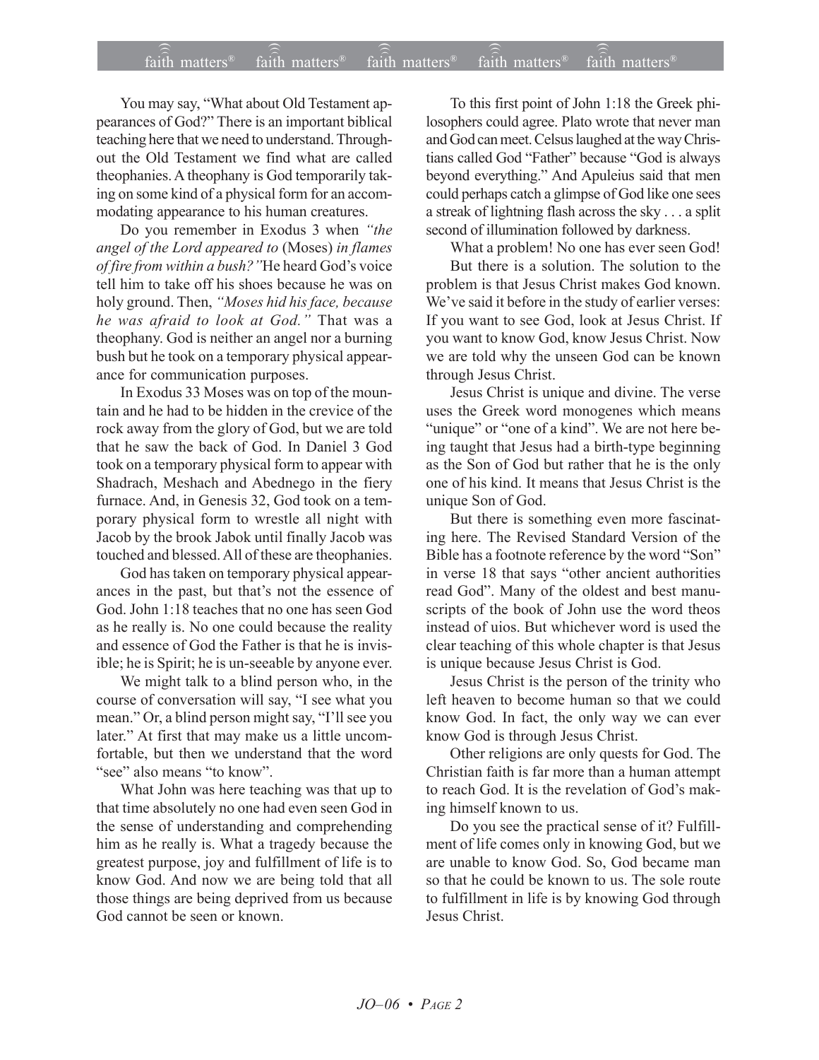You may say, "What about Old Testament appearances of God?" There is an important biblical teaching here that we need to understand. Throughout the Old Testament we find what are called theophanies. A theophany is God temporarily taking on some kind of a physical form for an accommodating appearance to his human creatures.

Do you remember in Exodus 3 when *"the angel of the Lord appeared to* (Moses) *in flames of fire from within a bush?"* He heard God's voice tell him to take off his shoes because he was on holy ground. Then, *"Moses hid his face, because he was afraid to look at God."* That was a theophany. God is neither an angel nor a burning bush but he took on a temporary physical appearance for communication purposes.

In Exodus 33 Moses was on top of the mountain and he had to be hidden in the crevice of the rock away from the glory of God, but we are told that he saw the back of God. In Daniel 3 God took on a temporary physical form to appear with Shadrach, Meshach and Abednego in the fiery furnace. And, in Genesis 32, God took on a temporary physical form to wrestle all night with Jacob by the brook Jabok until finally Jacob was touched and blessed. All of these are theophanies.

God has taken on temporary physical appearances in the past, but that's not the essence of God. John 1:18 teaches that no one has seen God as he really is. No one could because the reality and essence of God the Father is that he is invisible; he is Spirit; he is un-seeable by anyone ever.

We might talk to a blind person who, in the course of conversation will say, "I see what you mean." Or, a blind person might say, "I'll see you later." At first that may make us a little uncomfortable, but then we understand that the word "see" also means "to know".

What John was here teaching was that up to that time absolutely no one had even seen God in the sense of understanding and comprehending him as he really is. What a tragedy because the greatest purpose, joy and fulfillment of life is to know God. And now we are being told that all those things are being deprived from us because God cannot be seen or known.

To this first point of John 1:18 the Greek philosophers could agree. Plato wrote that never man and God can meet. Celsus laughed at the way Christians called God "Father" because "God is always beyond everything." And Apuleius said that men could perhaps catch a glimpse of God like one sees a streak of lightning flash across the sky . . . a split second of illumination followed by darkness.

What a problem! No one has ever seen God!

But there is a solution. The solution to the problem is that Jesus Christ makes God known. We've said it before in the study of earlier verses: If you want to see God, look at Jesus Christ. If you want to know God, know Jesus Christ. Now we are told why the unseen God can be known through Jesus Christ.

Jesus Christ is unique and divine. The verse uses the Greek word monogenes which means "unique" or "one of a kind". We are not here being taught that Jesus had a birth-type beginning as the Son of God but rather that he is the only one of his kind. It means that Jesus Christ is the unique Son of God.

But there is something even more fascinating here. The Revised Standard Version of the Bible has a footnote reference by the word "Son" in verse 18 that says "other ancient authorities read God". Many of the oldest and best manuscripts of the book of John use the word theos instead of uios. But whichever word is used the clear teaching of this whole chapter is that Jesus is unique because Jesus Christ is God.

Jesus Christ is the person of the trinity who left heaven to become human so that we could know God. In fact, the only way we can ever know God is through Jesus Christ.

Other religions are only quests for God. The Christian faith is far more than a human attempt to reach God. It is the revelation of God's making himself known to us.

Do you see the practical sense of it? Fulfillment of life comes only in knowing God, but we are unable to know God. So, God became man so that he could be known to us. The sole route to fulfillment in life is by knowing God through Jesus Christ.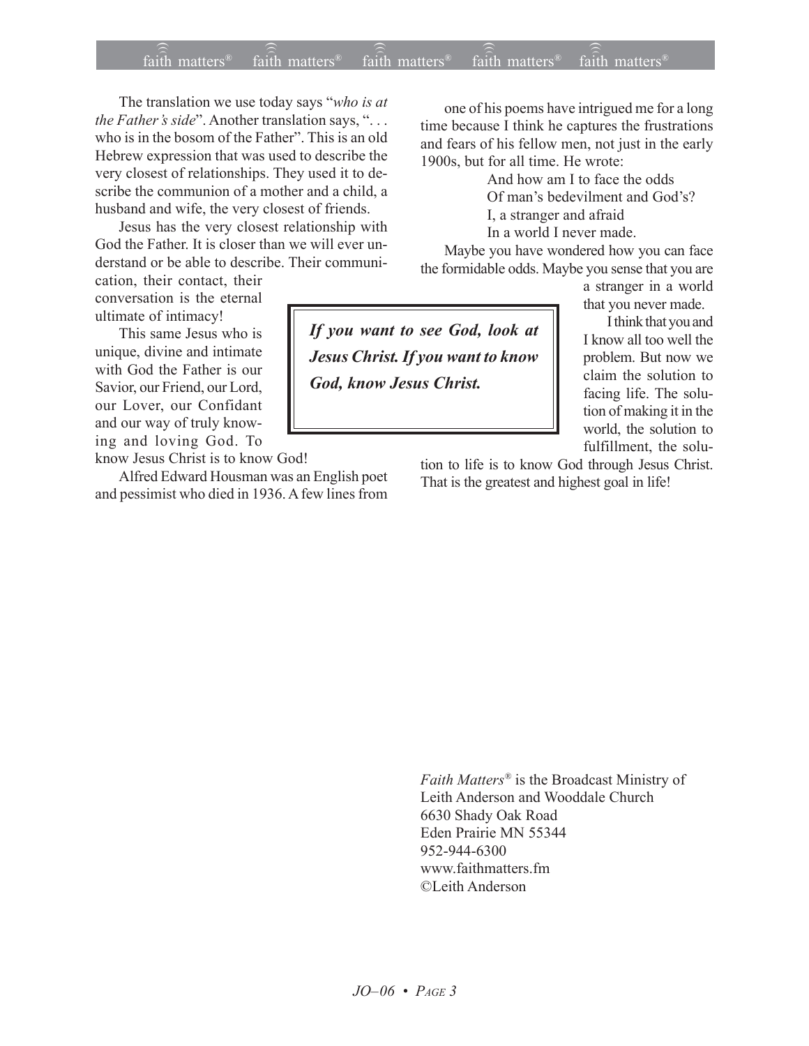The translation we use today says "*who is at the Father's side*". Another translation says, ". . . who is in the bosom of the Father". This is an old Hebrew expression that was used to describe the very closest of relationships. They used it to describe the communion of a mother and a child, a husband and wife, the very closest of friends.

Jesus has the very closest relationship with God the Father. It is closer than we will ever understand or be able to describe. Their communication, their contact, their conversation is the eternal ultimate of intimacy!

This same Jesus who is unique, divine and intimate with God the Father is our Savior, our Friend, our Lord, our Lover, our Confidant and our way of truly knowing and loving God. To know Jesus Christ is to know God!

***If you want to see God, look at Jesus Christ. If you want to know God, know Jesus Christ.***

Alfred Edward Housman was an English poet and pessimist who died in 1936. A few lines from one of his poems have intrigued me for a long time because I think he captures the frustrations and fears of his fellow men, not just in the early 1900s, but for all time. He wrote:

> And how am I to face the odds
> Of man's bedevilment and God's?
> I, a stranger and afraid
> In a world I never made.

Maybe you have wondered how you can face the formidable odds. Maybe you sense that you are a stranger in a world that you never made.

I think that you and I know all too well the problem. But now we claim the solution to facing life. The solution of making it in the world, the solution to fulfillment, the solution to life is to know God through Jesus Christ. That is the greatest and highest goal in life!

*Faith Matters®* is the Broadcast Ministry of
Leith Anderson and Wooddale Church
6630 Shady Oak Road
Eden Prairie MN 55344
952-944-6300
www.faithmatters.fm
©Leith Anderson